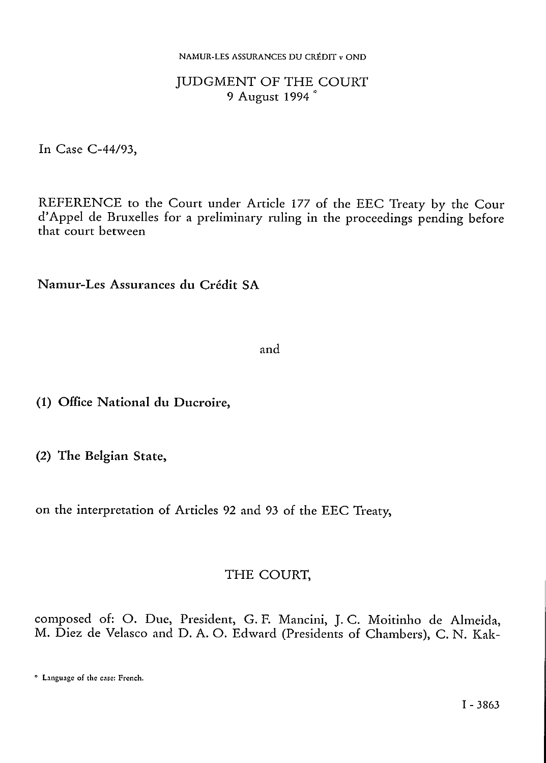# JUDGMENT OF THE COURT
9 August 1994 *

In Case C-44/93,

REFERENCE to the Court under Article 177 of the EEC Treaty by the Cour d'Appel de Bruxelles for a preliminary ruling in the proceedings pending before that court between

**Namur-Les Assurances du Crédit SA**

and

**(1) Office National du Ducroire,**

**(2) The Belgian State,**

on the interpretation of Articles 92 and 93 of the EEC Treaty,

THE COURT,

composed of: O. Due, President, G. F. Mancini, J. C. Moitinho de Almeida, M. Diez de Velasco and D. A. O. Edward (Presidents of Chambers), C. N. Kak-

\* Language of the case: French.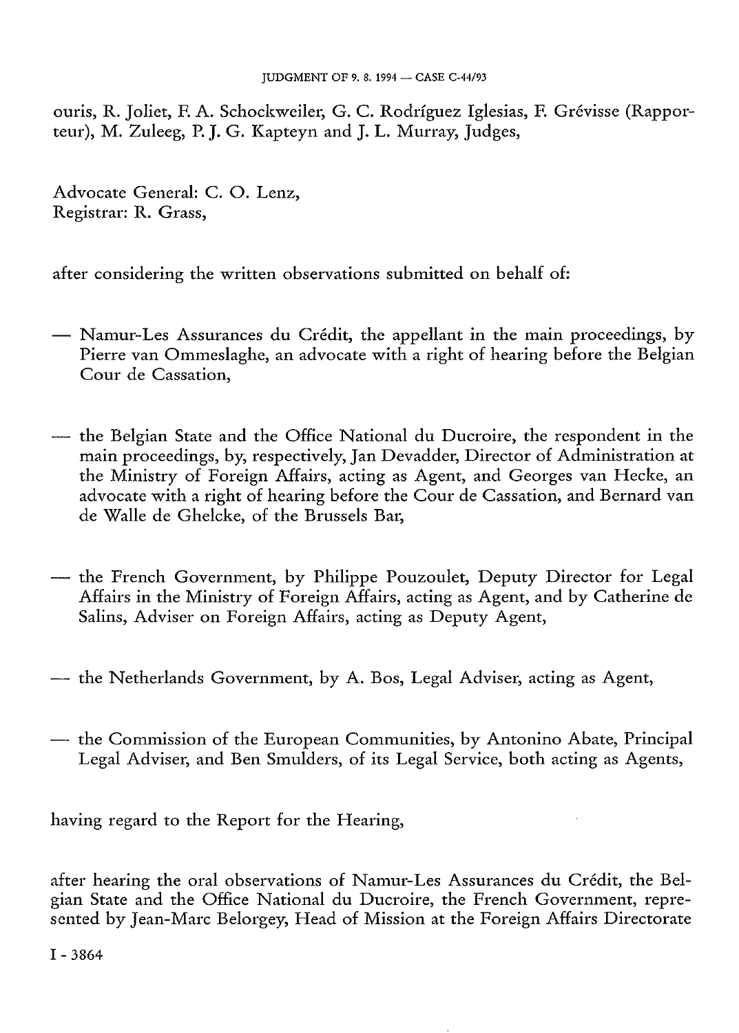ouris, R. Joliet, F. A. Schockweiler, G. C. Rodríguez Iglesias, F. Grévisse (Rapporteur), M. Zuleeg, P. J. G. Kapteyn and J. L. Murray, Judges,

Advocate General: C. O. Lenz,
Registrar: R. Grass,

after considering the written observations submitted on behalf of:

- Namur-Les Assurances du Crédit, the appellant in the main proceedings, by Pierre van Ommeslaghe, an advocate with a right of hearing before the Belgian Cour de Cassation,

- the Belgian State and the Office National du Ducroire, the respondent in the main proceedings, by, respectively, Jan Devadder, Director of Administration at the Ministry of Foreign Affairs, acting as Agent, and Georges van Hecke, an advocate with a right of hearing before the Cour de Cassation, and Bernard van de Walle de Ghelcke, of the Brussels Bar,

- the French Government, by Philippe Pouzoulet, Deputy Director for Legal Affairs in the Ministry of Foreign Affairs, acting as Agent, and by Catherine de Salins, Adviser on Foreign Affairs, acting as Deputy Agent,

- the Netherlands Government, by A. Bos, Legal Adviser, acting as Agent,

- the Commission of the European Communities, by Antonino Abate, Principal Legal Adviser, and Ben Smulders, of its Legal Service, both acting as Agents,

having regard to the Report for the Hearing,

after hearing the oral observations of Namur-Les Assurances du Crédit, the Belgian State and the Office National du Ducroire, the French Government, represented by Jean-Marc Belorgey, Head of Mission at the Foreign Affairs Directorate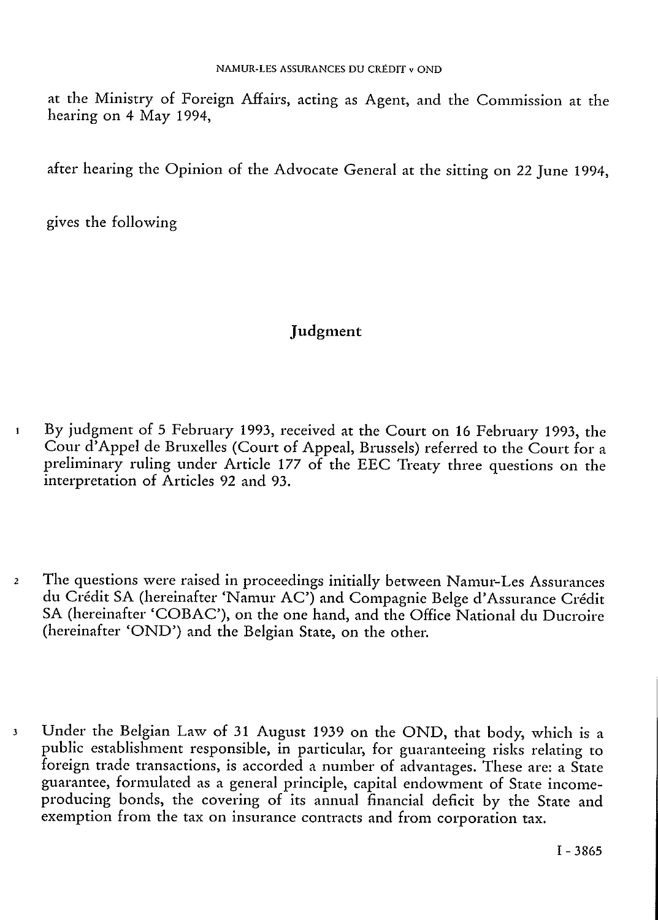at the Ministry of Foreign Affairs, acting as Agent, and the Commission at the hearing on 4 May 1994,

after hearing the Opinion of the Advocate General at the sitting on 22 June 1994,

gives the following

## Judgment

1 By judgment of 5 February 1993, received at the Court on 16 February 1993, the Cour d'Appel de Bruxelles (Court of Appeal, Brussels) referred to the Court for a preliminary ruling under Article 177 of the EEC Treaty three questions on the interpretation of Articles 92 and 93.

2 The questions were raised in proceedings initially between Namur-Les Assurances du Crédit SA (hereinafter 'Namur AC') and Compagnie Belge d'Assurance Crédit SA (hereinafter 'COBAC'), on the one hand, and the Office National du Ducroire (hereinafter 'OND') and the Belgian State, on the other.

3 Under the Belgian Law of 31 August 1939 on the OND, that body, which is a public establishment responsible, in particular, for guaranteeing risks relating to foreign trade transactions, is accorded a number of advantages. These are: a State guarantee, formulated as a general principle, capital endowment of State income-producing bonds, the covering of its annual financial deficit by the State and exemption from the tax on insurance contracts and from corporation tax.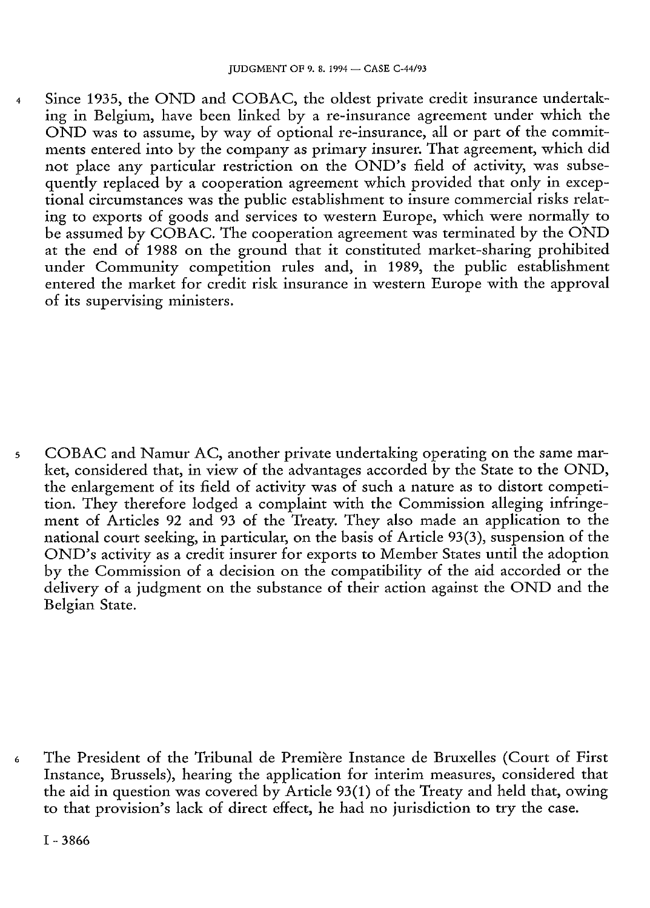4 Since 1935, the OND and COBAC, the oldest private credit insurance undertaking in Belgium, have been linked by a re-insurance agreement under which the OND was to assume, by way of optional re-insurance, all or part of the commitments entered into by the company as primary insurer. That agreement, which did not place any particular restriction on the OND's field of activity, was subsequently replaced by a cooperation agreement which provided that only in exceptional circumstances was the public establishment to insure commercial risks relating to exports of goods and services to western Europe, which were normally to be assumed by COBAC. The cooperation agreement was terminated by the OND at the end of 1988 on the ground that it constituted market-sharing prohibited under Community competition rules and, in 1989, the public establishment entered the market for credit risk insurance in western Europe with the approval of its supervising ministers.

5 COBAC and Namur AC, another private undertaking operating on the same market, considered that, in view of the advantages accorded by the State to the OND, the enlargement of its field of activity was of such a nature as to distort competition. They therefore lodged a complaint with the Commission alleging infringement of Articles 92 and 93 of the Treaty. They also made an application to the national court seeking, in particular, on the basis of Article 93(3), suspension of the OND's activity as a credit insurer for exports to Member States until the adoption by the Commission of a decision on the compatibility of the aid accorded or the delivery of a judgment on the substance of their action against the OND and the Belgian State.

6 The President of the Tribunal de Première Instance de Bruxelles (Court of First Instance, Brussels), hearing the application for interim measures, considered that the aid in question was covered by Article 93(1) of the Treaty and held that, owing to that provision's lack of direct effect, he had no jurisdiction to try the case.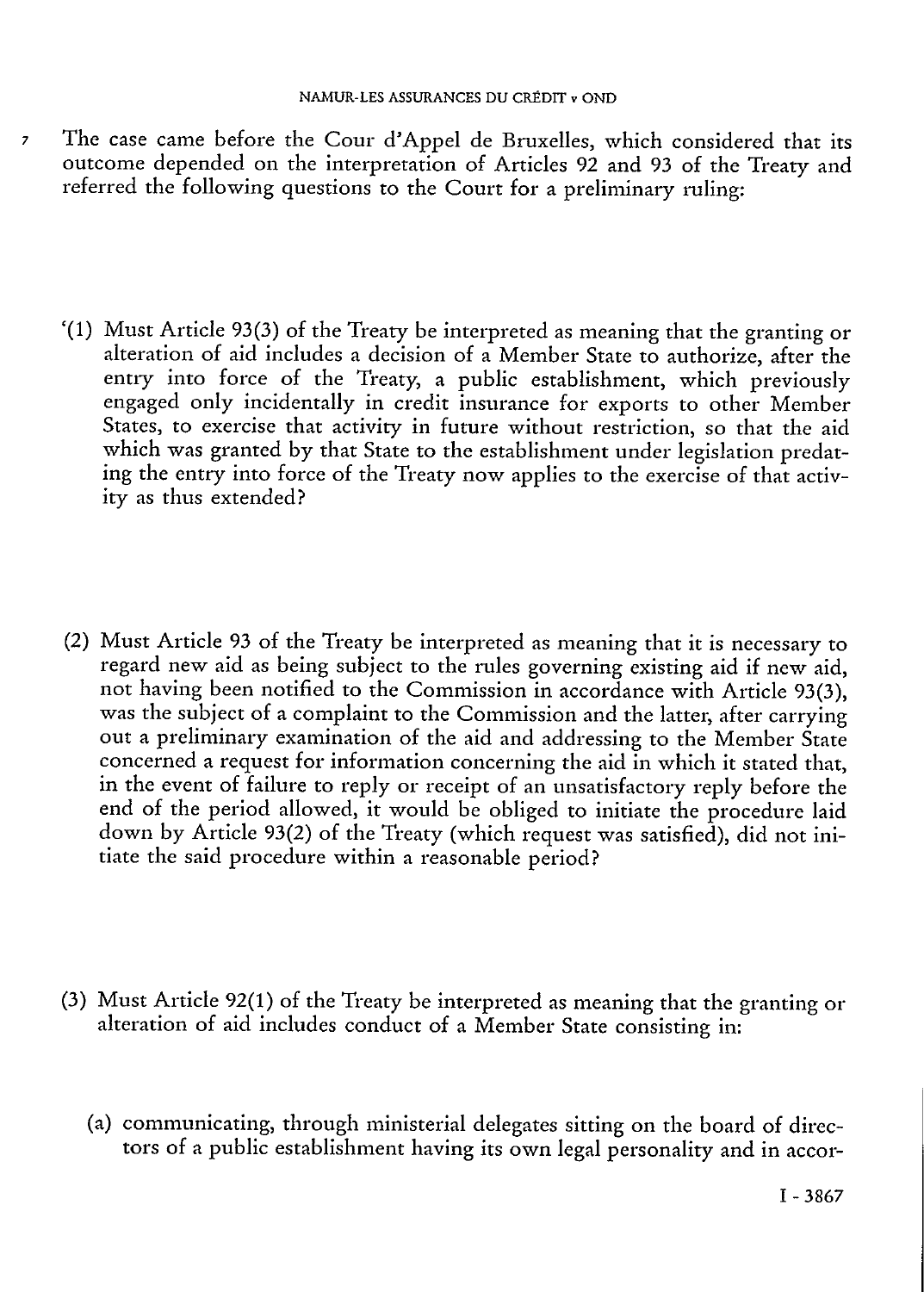7 The case came before the Cour d'Appel de Bruxelles, which considered that its outcome depended on the interpretation of Articles 92 and 93 of the Treaty and referred the following questions to the Court for a preliminary ruling:

'(1) Must Article 93(3) of the Treaty be interpreted as meaning that the granting or alteration of aid includes a decision of a Member State to authorize, after the entry into force of the Treaty, a public establishment, which previously engaged only incidentally in credit insurance for exports to other Member States, to exercise that activity in future without restriction, so that the aid which was granted by that State to the establishment under legislation predating the entry into force of the Treaty now applies to the exercise of that activity as thus extended?

(2) Must Article 93 of the Treaty be interpreted as meaning that it is necessary to regard new aid as being subject to the rules governing existing aid if new aid, not having been notified to the Commission in accordance with Article 93(3), was the subject of a complaint to the Commission and the latter, after carrying out a preliminary examination of the aid and addressing to the Member State concerned a request for information concerning the aid in which it stated that, in the event of failure to reply or receipt of an unsatisfactory reply before the end of the period allowed, it would be obliged to initiate the procedure laid down by Article 93(2) of the Treaty (which request was satisfied), did not initiate the said procedure within a reasonable period?

(3) Must Article 92(1) of the Treaty be interpreted as meaning that the granting or alteration of aid includes conduct of a Member State consisting in:

(a) communicating, through ministerial delegates sitting on the board of directors of a public establishment having its own legal personality and in accor-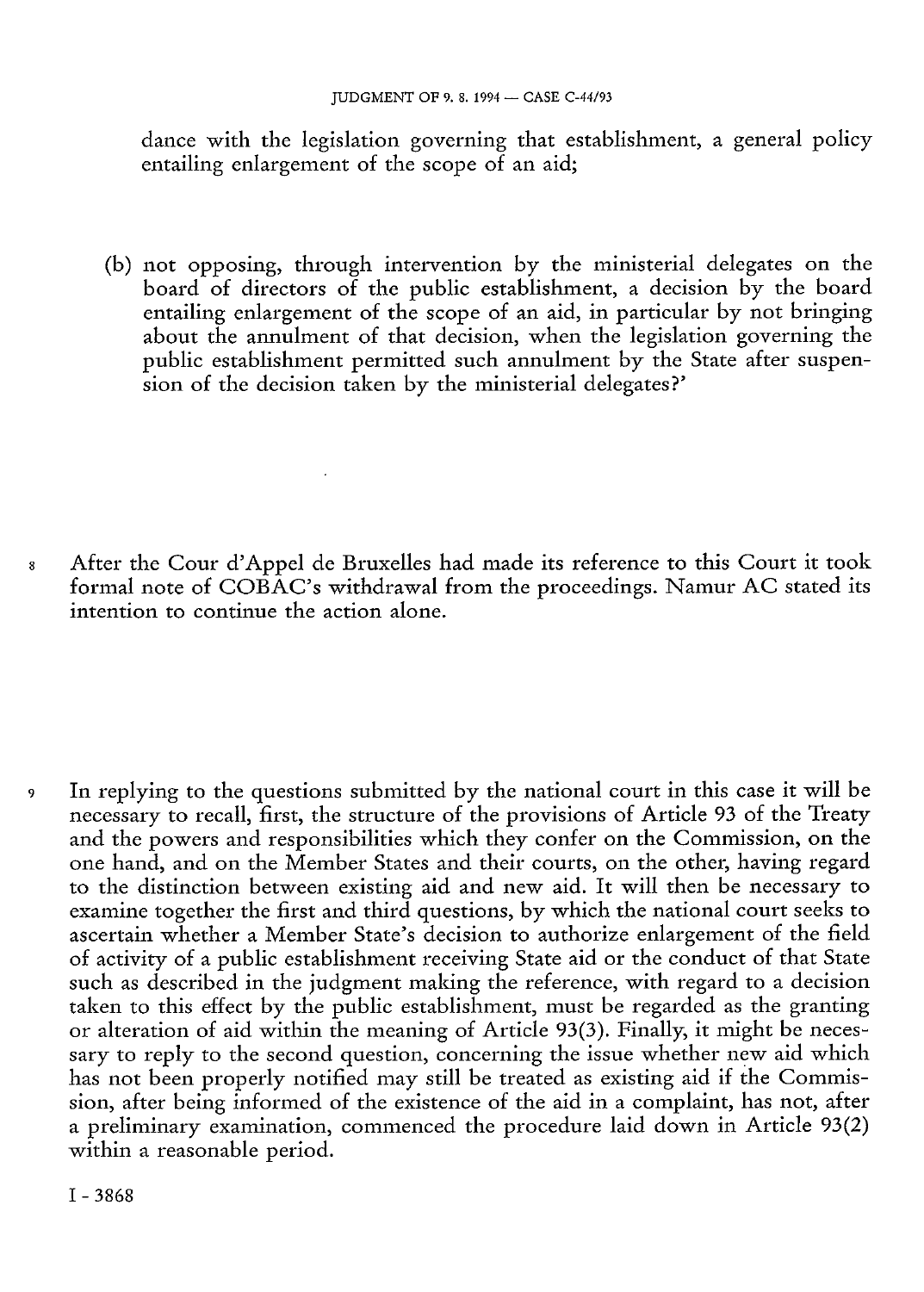dance with the legislation governing that establishment, a general policy entailing enlargement of the scope of an aid;

(b) not opposing, through intervention by the ministerial delegates on the board of directors of the public establishment, a decision by the board entailing enlargement of the scope of an aid, in particular by not bringing about the annulment of that decision, when the legislation governing the public establishment permitted such annulment by the State after suspension of the decision taken by the ministerial delegates?'

8 After the Cour d'Appel de Bruxelles had made its reference to this Court it took formal note of COBAC's withdrawal from the proceedings. Namur AC stated its intention to continue the action alone.

9 In replying to the questions submitted by the national court in this case it will be necessary to recall, first, the structure of the provisions of Article 93 of the Treaty and the powers and responsibilities which they confer on the Commission, on the one hand, and on the Member States and their courts, on the other, having regard to the distinction between existing aid and new aid. It will then be necessary to examine together the first and third questions, by which the national court seeks to ascertain whether a Member State's decision to authorize enlargement of the field of activity of a public establishment receiving State aid or the conduct of that State such as described in the judgment making the reference, with regard to a decision taken to this effect by the public establishment, must be regarded as the granting or alteration of aid within the meaning of Article 93(3). Finally, it might be necessary to reply to the second question, concerning the issue whether new aid which has not been properly notified may still be treated as existing aid if the Commission, after being informed of the existence of the aid in a complaint, has not, after a preliminary examination, commenced the procedure laid down in Article 93(2) within a reasonable period.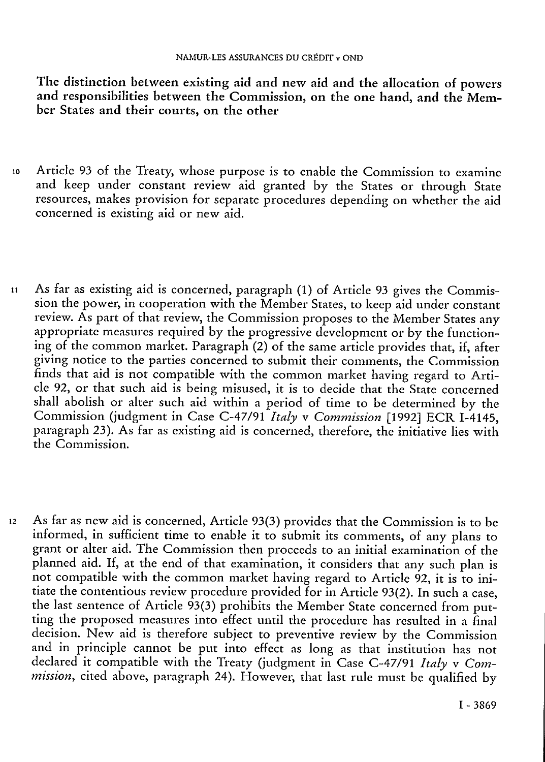**The distinction between existing aid and new aid and the allocation of powers and responsibilities between the Commission, on the one hand, and the Member States and their courts, on the other**

10 Article 93 of the Treaty, whose purpose is to enable the Commission to examine and keep under constant review aid granted by the States or through State resources, makes provision for separate procedures depending on whether the aid concerned is existing aid or new aid.

11 As far as existing aid is concerned, paragraph (1) of Article 93 gives the Commission the power, in cooperation with the Member States, to keep aid under constant review. As part of that review, the Commission proposes to the Member States any appropriate measures required by the progressive development or by the functioning of the common market. Paragraph (2) of the same article provides that, if, after giving notice to the parties concerned to submit their comments, the Commission finds that aid is not compatible with the common market having regard to Article 92, or that such aid is being misused, it is to decide that the State concerned shall abolish or alter such aid within a period of time to be determined by the Commission (judgment in Case C-47/91 *Italy* v *Commission* [1992] ECR I-4145, paragraph 23). As far as existing aid is concerned, therefore, the initiative lies with the Commission.

12 As far as new aid is concerned, Article 93(3) provides that the Commission is to be informed, in sufficient time to enable it to submit its comments, of any plans to grant or alter aid. The Commission then proceeds to an initial examination of the planned aid. If, at the end of that examination, it considers that any such plan is not compatible with the common market having regard to Article 92, it is to initiate the contentious review procedure provided for in Article 93(2). In such a case, the last sentence of Article 93(3) prohibits the Member State concerned from putting the proposed measures into effect until the procedure has resulted in a final decision. New aid is therefore subject to preventive review by the Commission and in principle cannot be put into effect as long as that institution has not declared it compatible with the Treaty (judgment in Case C-47/91 *Italy* v *Commission*, cited above, paragraph 24). However, that last rule must be qualified by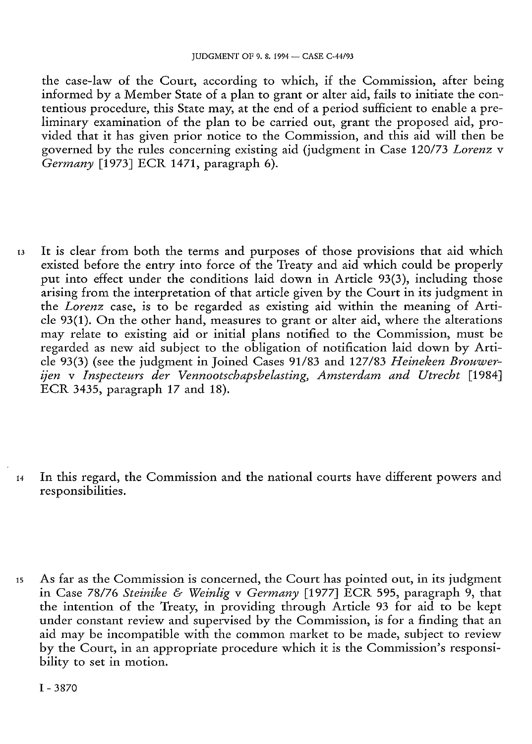the case-law of the Court, according to which, if the Commission, after being informed by a Member State of a plan to grant or alter aid, fails to initiate the contentious procedure, this State may, at the end of a period sufficient to enable a preliminary examination of the plan to be carried out, grant the proposed aid, provided that it has given prior notice to the Commission, and this aid will then be governed by the rules concerning existing aid (judgment in Case 120/73 *Lorenz* v *Germany* [1973] ECR 1471, paragraph 6).

13 It is clear from both the terms and purposes of those provisions that aid which existed before the entry into force of the Treaty and aid which could be properly put into effect under the conditions laid down in Article 93(3), including those arising from the interpretation of that article given by the Court in its judgment in the *Lorenz* case, is to be regarded as existing aid within the meaning of Article 93(1). On the other hand, measures to grant or alter aid, where the alterations may relate to existing aid or initial plans notified to the Commission, must be regarded as new aid subject to the obligation of notification laid down by Article 93(3) (see the judgment in Joined Cases 91/83 and 127/83 *Heineken Brouwerijen* v *Inspecteurs der Vennootschapsbelasting, Amsterdam and Utrecht* [1984] ECR 3435, paragraph 17 and 18).

14 In this regard, the Commission and the national courts have different powers and responsibilities.

15 As far as the Commission is concerned, the Court has pointed out, in its judgment in Case 78/76 *Steinike & Weinlig* v *Germany* [1977] ECR 595, paragraph 9, that the intention of the Treaty, in providing through Article 93 for aid to be kept under constant review and supervised by the Commission, is for a finding that an aid may be incompatible with the common market to be made, subject to review by the Court, in an appropriate procedure which it is the Commission's responsibility to set in motion.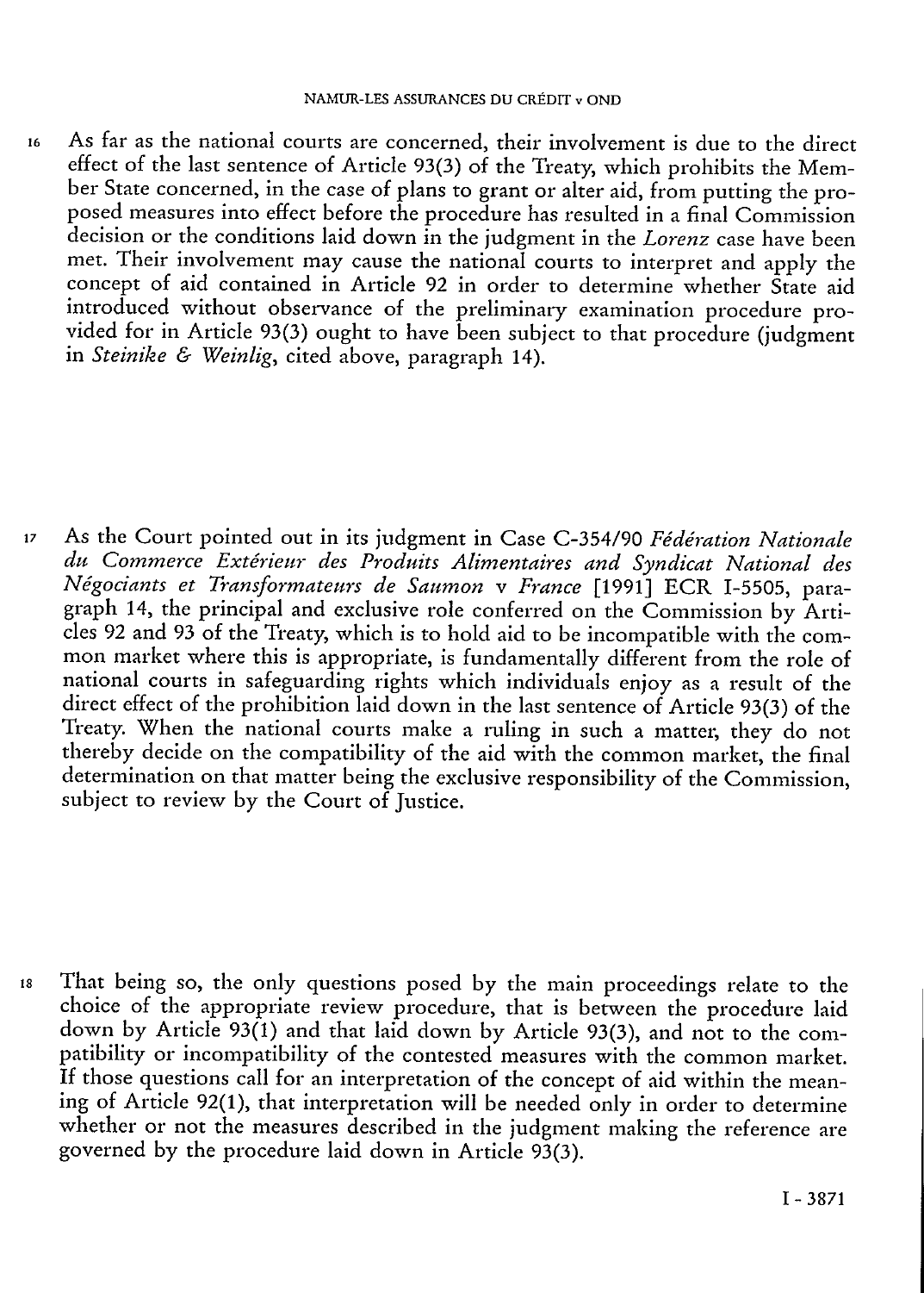16 As far as the national courts are concerned, their involvement is due to the direct effect of the last sentence of Article 93(3) of the Treaty, which prohibits the Member State concerned, in the case of plans to grant or alter aid, from putting the proposed measures into effect before the procedure has resulted in a final Commission decision or the conditions laid down in the judgment in the *Lorenz* case have been met. Their involvement may cause the national courts to interpret and apply the concept of aid contained in Article 92 in order to determine whether State aid introduced without observance of the preliminary examination procedure provided for in Article 93(3) ought to have been subject to that procedure (judgment in *Steinike & Weinlig*, cited above, paragraph 14).

17 As the Court pointed out in its judgment in Case C-354/90 *Fédération Nationale du Commerce Extérieur des Produits Alimentaires and Syndicat National des Négociants et Transformateurs de Saumon* v *France* [1991] ECR I-5505, paragraph 14, the principal and exclusive role conferred on the Commission by Articles 92 and 93 of the Treaty, which is to hold aid to be incompatible with the common market where this is appropriate, is fundamentally different from the role of national courts in safeguarding rights which individuals enjoy as a result of the direct effect of the prohibition laid down in the last sentence of Article 93(3) of the Treaty. When the national courts make a ruling in such a matter, they do not thereby decide on the compatibility of the aid with the common market, the final determination on that matter being the exclusive responsibility of the Commission, subject to review by the Court of Justice.

18 That being so, the only questions posed by the main proceedings relate to the choice of the appropriate review procedure, that is between the procedure laid down by Article 93(1) and that laid down by Article 93(3), and not to the compatibility or incompatibility of the contested measures with the common market. If those questions call for an interpretation of the concept of aid within the meaning of Article 92(1), that interpretation will be needed only in order to determine whether or not the measures described in the judgment making the reference are governed by the procedure laid down in Article 93(3).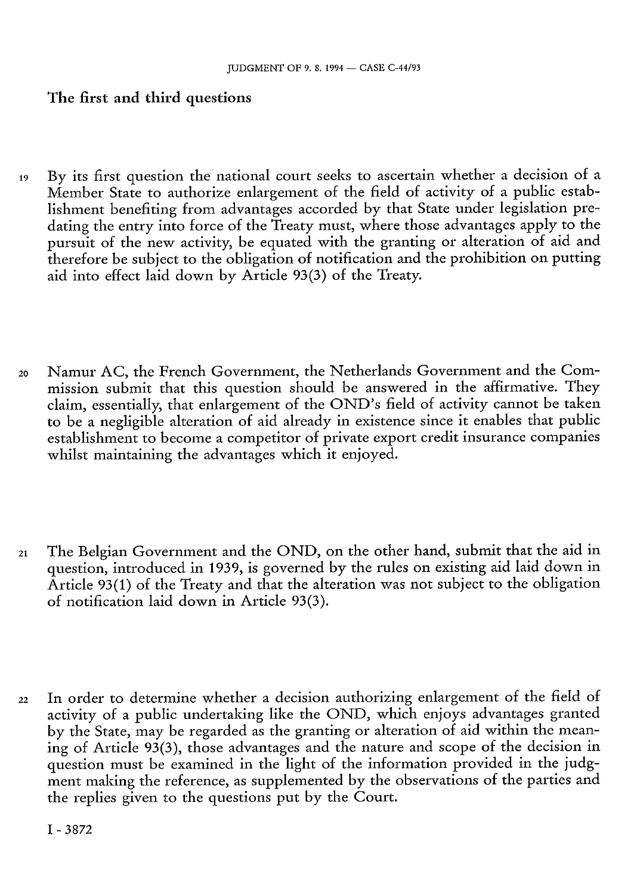## The first and third questions

19 By its first question the national court seeks to ascertain whether a decision of a Member State to authorize enlargement of the field of activity of a public establishment benefiting from advantages accorded by that State under legislation predating the entry into force of the Treaty must, where those advantages apply to the pursuit of the new activity, be equated with the granting or alteration of aid and therefore be subject to the obligation of notification and the prohibition on putting aid into effect laid down by Article 93(3) of the Treaty.

20 Namur AC, the French Government, the Netherlands Government and the Commission submit that this question should be answered in the affirmative. They claim, essentially, that enlargement of the OND's field of activity cannot be taken to be a negligible alteration of aid already in existence since it enables that public establishment to become a competitor of private export credit insurance companies whilst maintaining the advantages which it enjoyed.

21 The Belgian Government and the OND, on the other hand, submit that the aid in question, introduced in 1939, is governed by the rules on existing aid laid down in Article 93(1) of the Treaty and that the alteration was not subject to the obligation of notification laid down in Article 93(3).

22 In order to determine whether a decision authorizing enlargement of the field of activity of a public undertaking like the OND, which enjoys advantages granted by the State, may be regarded as the granting or alteration of aid within the meaning of Article 93(3), those advantages and the nature and scope of the decision in question must be examined in the light of the information provided in the judgment making the reference, as supplemented by the observations of the parties and the replies given to the questions put by the Court.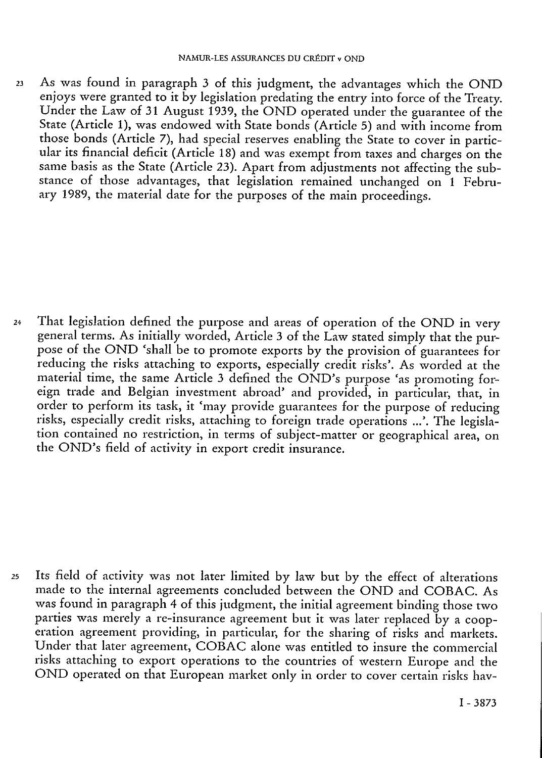23 As was found in paragraph 3 of this judgment, the advantages which the OND enjoys were granted to it by legislation predating the entry into force of the Treaty. Under the Law of 31 August 1939, the OND operated under the guarantee of the State (Article 1), was endowed with State bonds (Article 5) and with income from those bonds (Article 7), had special reserves enabling the State to cover in particular its financial deficit (Article 18) and was exempt from taxes and charges on the same basis as the State (Article 23). Apart from adjustments not affecting the substance of those advantages, that legislation remained unchanged on 1 February 1989, the material date for the purposes of the main proceedings.

24 That legislation defined the purpose and areas of operation of the OND in very general terms. As initially worded, Article 3 of the Law stated simply that the purpose of the OND 'shall be to promote exports by the provision of guarantees for reducing the risks attaching to exports, especially credit risks'. As worded at the material time, the same Article 3 defined the OND's purpose 'as promoting foreign trade and Belgian investment abroad' and provided, in particular, that, in order to perform its task, it 'may provide guarantees for the purpose of reducing risks, especially credit risks, attaching to foreign trade operations ...'. The legislation contained no restriction, in terms of subject-matter or geographical area, on the OND's field of activity in export credit insurance.

25 Its field of activity was not later limited by law but by the effect of alterations made to the internal agreements concluded between the OND and COBAC. As was found in paragraph 4 of this judgment, the initial agreement binding those two parties was merely a re-insurance agreement but it was later replaced by a cooperation agreement providing, in particular, for the sharing of risks and markets. Under that later agreement, COBAC alone was entitled to insure the commercial risks attaching to export operations to the countries of western Europe and the OND operated on that European market only in order to cover certain risks hav-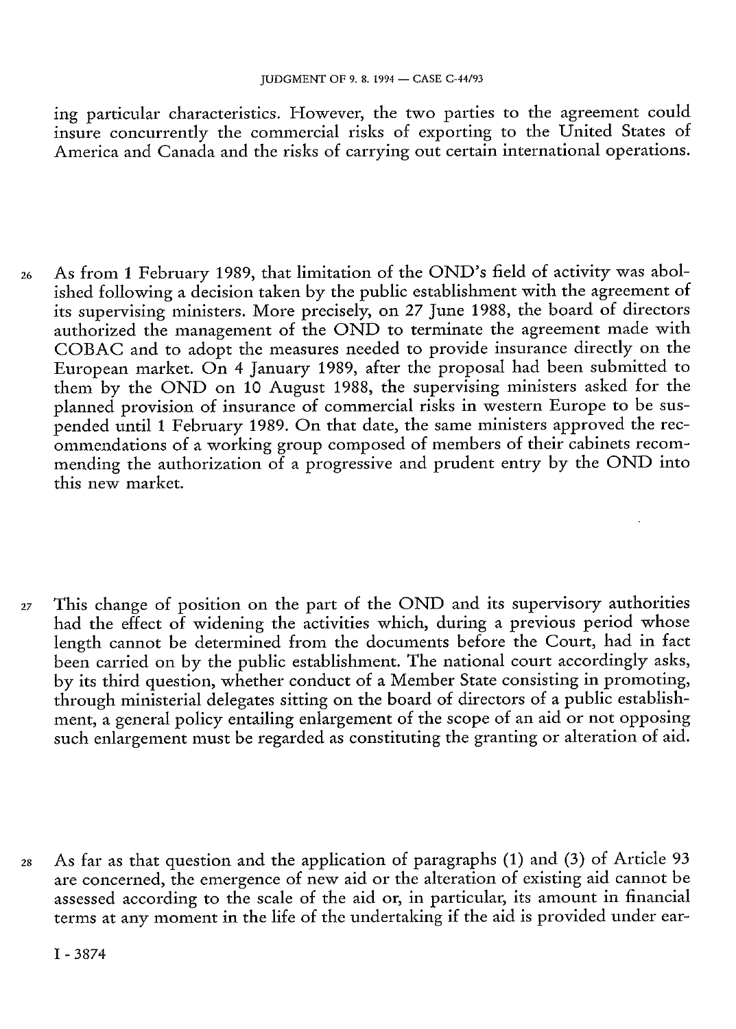ing particular characteristics. However, the two parties to the agreement could insure concurrently the commercial risks of exporting to the United States of America and Canada and the risks of carrying out certain international operations.

26 As from 1 February 1989, that limitation of the OND's field of activity was abolished following a decision taken by the public establishment with the agreement of its supervising ministers. More precisely, on 27 June 1988, the board of directors authorized the management of the OND to terminate the agreement made with COBAC and to adopt the measures needed to provide insurance directly on the European market. On 4 January 1989, after the proposal had been submitted to them by the OND on 10 August 1988, the supervising ministers asked for the planned provision of insurance of commercial risks in western Europe to be suspended until 1 February 1989. On that date, the same ministers approved the recommendations of a working group composed of members of their cabinets recommending the authorization of a progressive and prudent entry by the OND into this new market.

27 This change of position on the part of the OND and its supervisory authorities had the effect of widening the activities which, during a previous period whose length cannot be determined from the documents before the Court, had in fact been carried on by the public establishment. The national court accordingly asks, by its third question, whether conduct of a Member State consisting in promoting, through ministerial delegates sitting on the board of directors of a public establishment, a general policy entailing enlargement of the scope of an aid or not opposing such enlargement must be regarded as constituting the granting or alteration of aid.

28 As far as that question and the application of paragraphs (1) and (3) of Article 93 are concerned, the emergence of new aid or the alteration of existing aid cannot be assessed according to the scale of the aid or, in particular, its amount in financial terms at any moment in the life of the undertaking if the aid is provided under ear-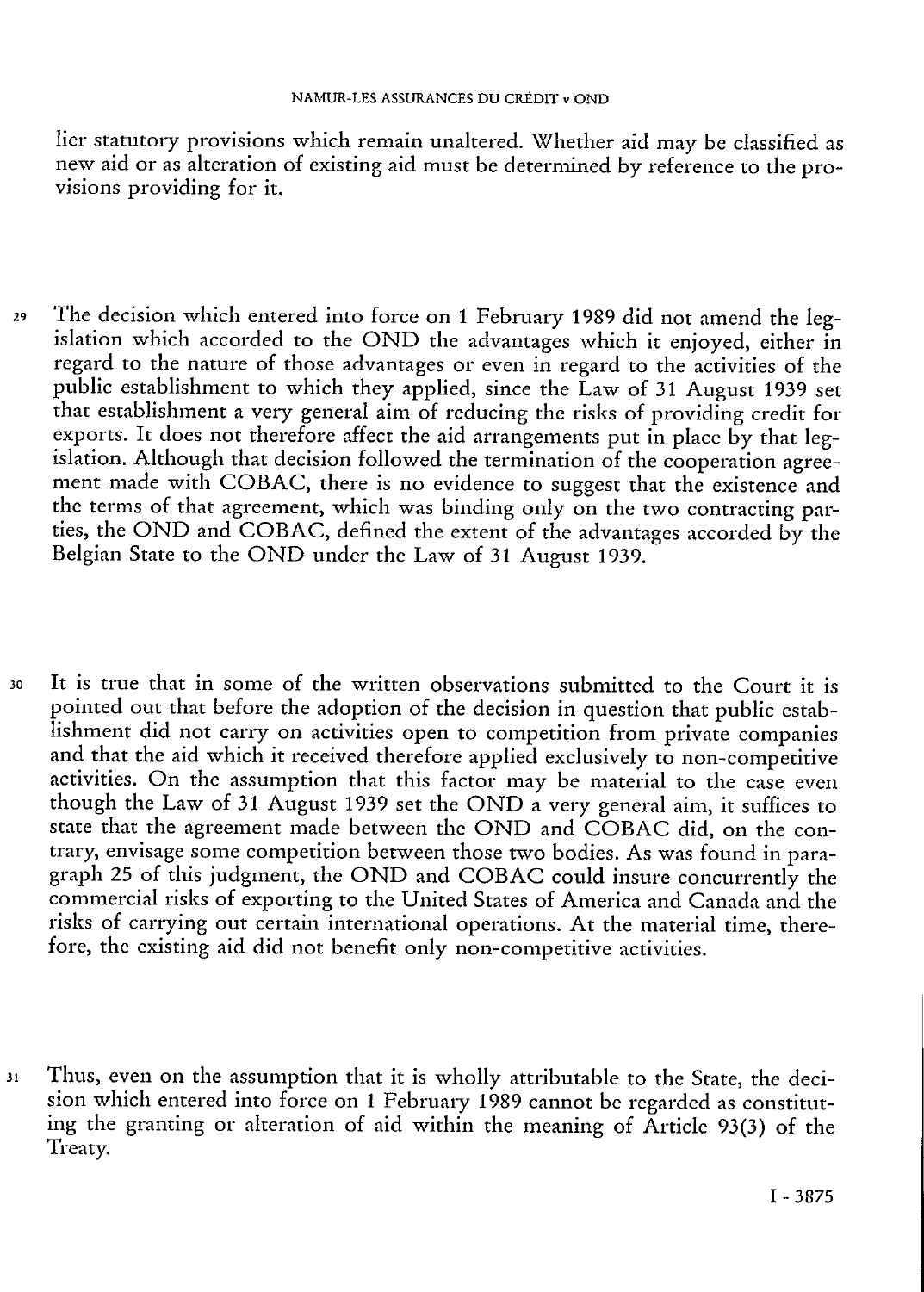lier statutory provisions which remain unaltered. Whether aid may be classified as new aid or as alteration of existing aid must be determined by reference to the provisions providing for it.

29 The decision which entered into force on 1 February 1989 did not amend the legislation which accorded to the OND the advantages which it enjoyed, either in regard to the nature of those advantages or even in regard to the activities of the public establishment to which they applied, since the Law of 31 August 1939 set that establishment a very general aim of reducing the risks of providing credit for exports. It does not therefore affect the aid arrangements put in place by that legislation. Although that decision followed the termination of the cooperation agreement made with COBAC, there is no evidence to suggest that the existence and the terms of that agreement, which was binding only on the two contracting parties, the OND and COBAC, defined the extent of the advantages accorded by the Belgian State to the OND under the Law of 31 August 1939.

30 It is true that in some of the written observations submitted to the Court it is pointed out that before the adoption of the decision in question that public establishment did not carry on activities open to competition from private companies and that the aid which it received therefore applied exclusively to non-competitive activities. On the assumption that this factor may be material to the case even though the Law of 31 August 1939 set the OND a very general aim, it suffices to state that the agreement made between the OND and COBAC did, on the contrary, envisage some competition between those two bodies. As was found in paragraph 25 of this judgment, the OND and COBAC could insure concurrently the commercial risks of exporting to the United States of America and Canada and the risks of carrying out certain international operations. At the material time, therefore, the existing aid did not benefit only non-competitive activities.

31 Thus, even on the assumption that it is wholly attributable to the State, the decision which entered into force on 1 February 1989 cannot be regarded as constituting the granting or alteration of aid within the meaning of Article 93(3) of the Treaty.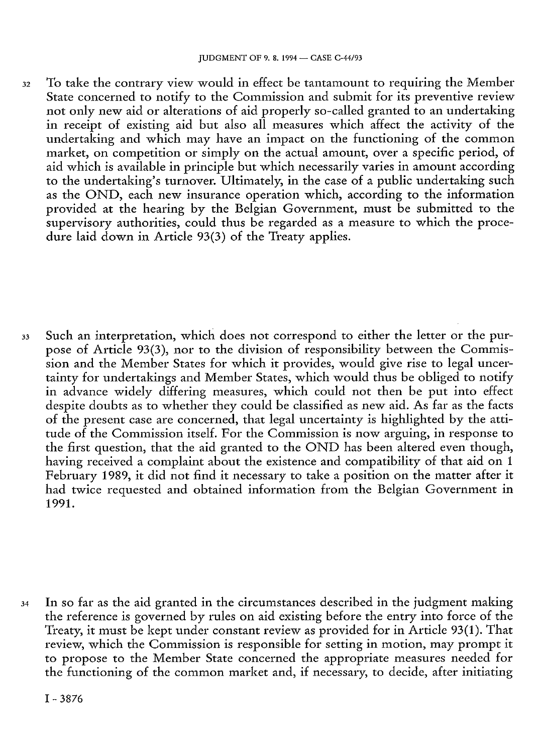32 To take the contrary view would in effect be tantamount to requiring the Member State concerned to notify to the Commission and submit for its preventive review not only new aid or alterations of aid properly so-called granted to an undertaking in receipt of existing aid but also all measures which affect the activity of the undertaking and which may have an impact on the functioning of the common market, on competition or simply on the actual amount, over a specific period, of aid which is available in principle but which necessarily varies in amount according to the undertaking's turnover. Ultimately, in the case of a public undertaking such as the OND, each new insurance operation which, according to the information provided at the hearing by the Belgian Government, must be submitted to the supervisory authorities, could thus be regarded as a measure to which the procedure laid down in Article 93(3) of the Treaty applies.

33 Such an interpretation, which does not correspond to either the letter or the purpose of Article 93(3), nor to the division of responsibility between the Commission and the Member States for which it provides, would give rise to legal uncertainty for undertakings and Member States, which would thus be obliged to notify in advance widely differing measures, which could not then be put into effect despite doubts as to whether they could be classified as new aid. As far as the facts of the present case are concerned, that legal uncertainty is highlighted by the attitude of the Commission itself. For the Commission is now arguing, in response to the first question, that the aid granted to the OND has been altered even though, having received a complaint about the existence and compatibility of that aid on 1 February 1989, it did not find it necessary to take a position on the matter after it had twice requested and obtained information from the Belgian Government in 1991.

34 In so far as the aid granted in the circumstances described in the judgment making the reference is governed by rules on aid existing before the entry into force of the Treaty, it must be kept under constant review as provided for in Article 93(1). That review, which the Commission is responsible for setting in motion, may prompt it to propose to the Member State concerned the appropriate measures needed for the functioning of the common market and, if necessary, to decide, after initiating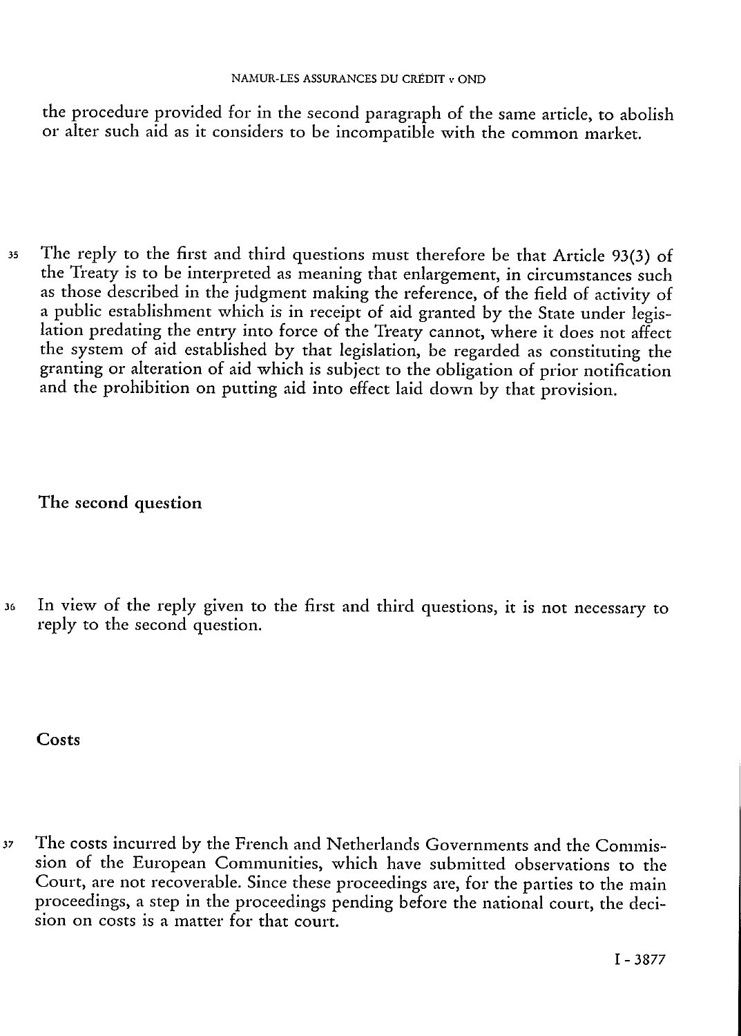the procedure provided for in the second paragraph of the same article, to abolish or alter such aid as it considers to be incompatible with the common market.

35 The reply to the first and third questions must therefore be that Article 93(3) of the Treaty is to be interpreted as meaning that enlargement, in circumstances such as those described in the judgment making the reference, of the field of activity of a public establishment which is in receipt of aid granted by the State under legislation predating the entry into force of the Treaty cannot, where it does not affect the system of aid established by that legislation, be regarded as constituting the granting or alteration of aid which is subject to the obligation of prior notification and the prohibition on putting aid into effect laid down by that provision.

## The second question

36 In view of the reply given to the first and third questions, it is not necessary to reply to the second question.

## Costs

37 The costs incurred by the French and Netherlands Governments and the Commission of the European Communities, which have submitted observations to the Court, are not recoverable. Since these proceedings are, for the parties to the main proceedings, a step in the proceedings pending before the national court, the decision on costs is a matter for that court.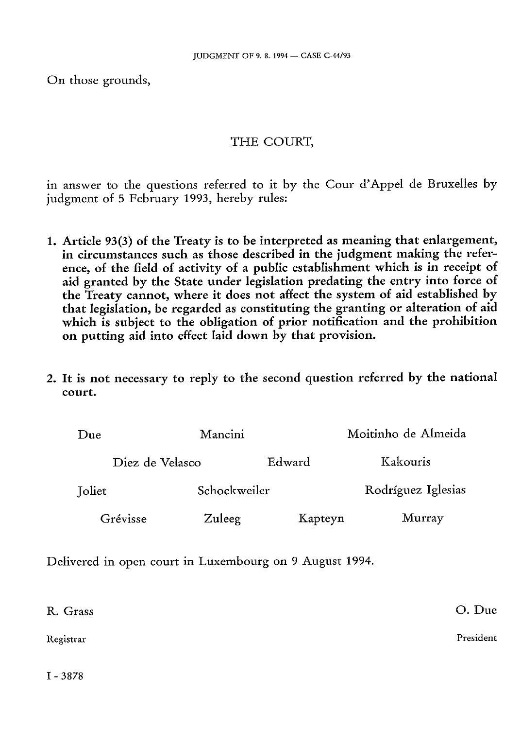On those grounds,

THE COURT,

in answer to the questions referred to it by the Cour d'Appel de Bruxelles by judgment of 5 February 1993, hereby rules:

1. **Article 93(3) of the Treaty is to be interpreted as meaning that enlargement, in circumstances such as those described in the judgment making the reference, of the field of activity of a public establishment which is in receipt of aid granted by the State under legislation predating the entry into force of the Treaty cannot, where it does not affect the system of aid established by that legislation, be regarded as constituting the granting or alteration of aid which is subject to the obligation of prior notification and the prohibition on putting aid into effect laid down by that provision.**

2. **It is not necessary to reply to the second question referred by the national court.**

Due Mancini Moitinho de Almeida

Diez de Velasco Edward Kakouris

Joliet Schockweiler Rodríguez Iglesias

Grévisse Zuleeg Kapteyn Murray

Delivered in open court in Luxembourg on 9 August 1994.

R. Grass

Registrar

O. Due

President